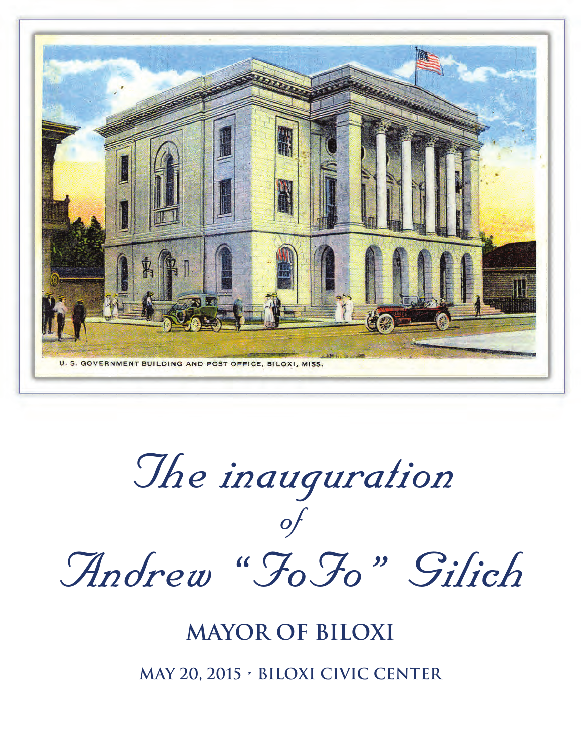U. S. GOVERNMENT BUILDING AND POST OFFICE, BILOXI, MISS.

# *The inauguration of Andrew "FoFo" Gilich*

## MAYOR OF BILOXI

MAY 20, 2015 • BILOXI CIVIC CENTER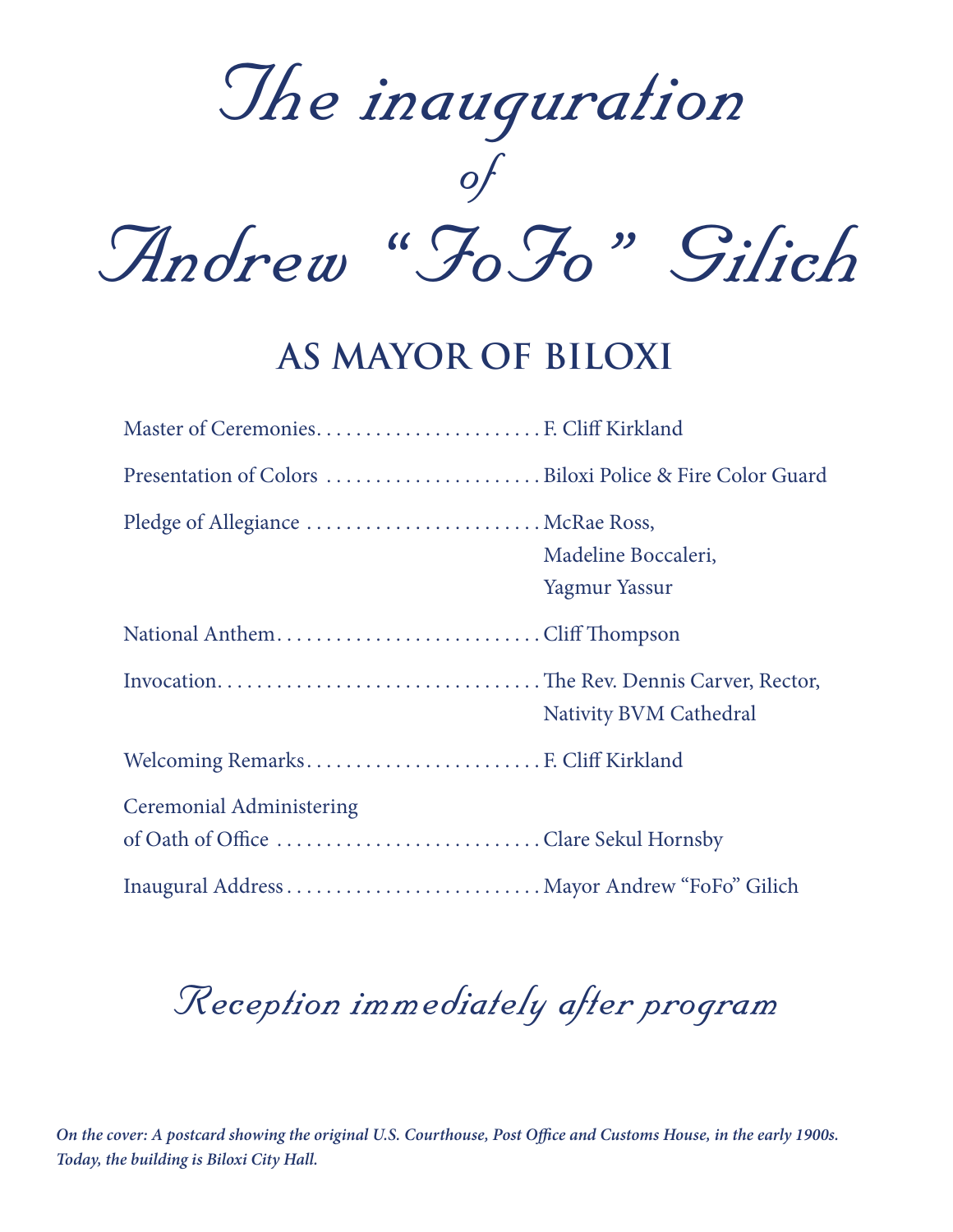# The inauguration
## of
# Andrew "FoFo" Gilich

## AS MAYOR OF BILOXI

Master of Ceremonies........................F. Cliff Kirkland

Presentation of Colors ......................Biloxi Police & Fire Color Guard

Pledge of Allegiance ........................McRae Ross,
Madeline Boccaleri,
Yagmur Yassur

National Anthem..........................Cliff Thompson

Invocation...............................The Rev. Dennis Carver, Rector,
Nativity BVM Cathedral

Welcoming Remarks........................F. Cliff Kirkland

Ceremonial Administering
of Oath of Office ..........................Clare Sekul Hornsby

Inaugural Address..........................Mayor Andrew "FoFo" Gilich

*Reception immediately after program*

***On the cover: A postcard showing the original U.S. Courthouse, Post Office and Customs House, in the early 1900s. Today, the building is Biloxi City Hall.***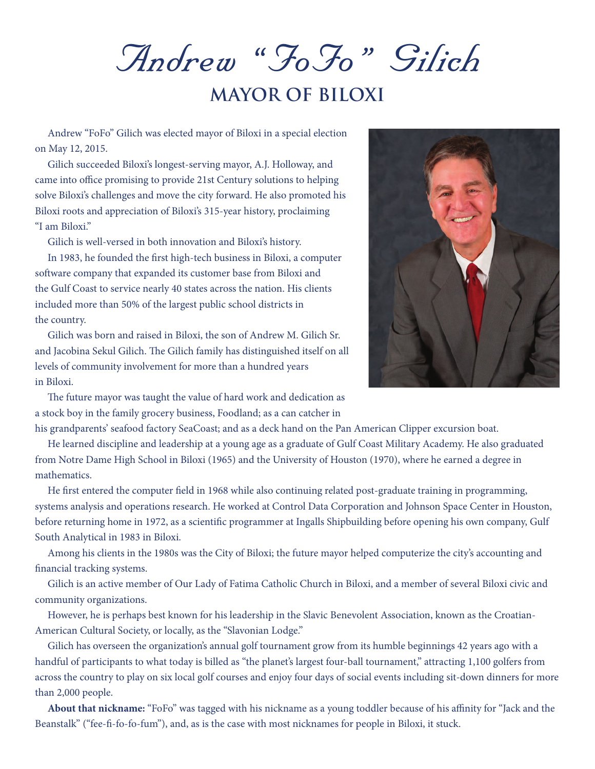# Andrew "FoFo" Gilich

## MAYOR OF BILOXI

Andrew "FoFo" Gilich was elected mayor of Biloxi in a special election on May 12, 2015.

Gilich succeeded Biloxi's longest-serving mayor, A.J. Holloway, and came into office promising to provide 21st Century solutions to helping solve Biloxi's challenges and move the city forward. He also promoted his Biloxi roots and appreciation of Biloxi's 315-year history, proclaiming "I am Biloxi."

Gilich is well-versed in both innovation and Biloxi's history.

In 1983, he founded the first high-tech business in Biloxi, a computer software company that expanded its customer base from Biloxi and the Gulf Coast to service nearly 40 states across the nation. His clients included more than 50% of the largest public school districts in the country.

Gilich was born and raised in Biloxi, the son of Andrew M. Gilich Sr. and Jacobina Sekul Gilich. The Gilich family has distinguished itself on all levels of community involvement for more than a hundred years in Biloxi.

The future mayor was taught the value of hard work and dedication as a stock boy in the family grocery business, Foodland; as a can catcher in his grandparents' seafood factory SeaCoast; and as a deck hand on the Pan American Clipper excursion boat.

He learned discipline and leadership at a young age as a graduate of Gulf Coast Military Academy. He also graduated from Notre Dame High School in Biloxi (1965) and the University of Houston (1970), where he earned a degree in mathematics.

He first entered the computer field in 1968 while also continuing related post-graduate training in programming, systems analysis and operations research. He worked at Control Data Corporation and Johnson Space Center in Houston, before returning home in 1972, as a scientific programmer at Ingalls Shipbuilding before opening his own company, Gulf South Analytical in 1983 in Biloxi.

Among his clients in the 1980s was the City of Biloxi; the future mayor helped computerize the city's accounting and financial tracking systems.

Gilich is an active member of Our Lady of Fatima Catholic Church in Biloxi, and a member of several Biloxi civic and community organizations.

However, he is perhaps best known for his leadership in the Slavic Benevolent Association, known as the Croatian-American Cultural Society, or locally, as the "Slavonian Lodge."

Gilich has overseen the organization's annual golf tournament grow from its humble beginnings 42 years ago with a handful of participants to what today is billed as "the planet's largest four-ball tournament," attracting 1,100 golfers from across the country to play on six local golf courses and enjoy four days of social events including sit-down dinners for more than 2,000 people.

**About that nickname:** "FoFo" was tagged with his nickname as a young toddler because of his affinity for "Jack and the Beanstalk" ("fee-fi-fo-fo-fum"), and, as is the case with most nicknames for people in Biloxi, it stuck.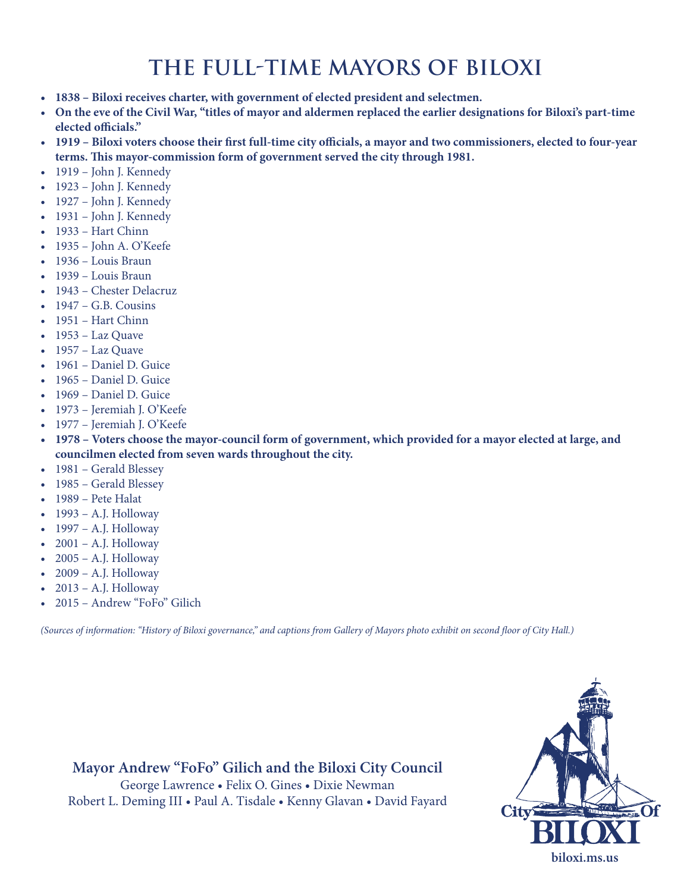# THE FULL-TIME MAYORS OF BILOXI

- **1838 – Biloxi receives charter, with government of elected president and selectmen.**
- **On the eve of the Civil War, "titles of mayor and aldermen replaced the earlier designations for Biloxi's part-time elected officials."**
- **1919 – Biloxi voters choose their first full-time city officials, a mayor and two commissioners, elected to four-year terms. This mayor-commission form of government served the city through 1981.**
- 1919 – John J. Kennedy
- 1923 – John J. Kennedy
- 1927 – John J. Kennedy
- 1931 – John J. Kennedy
- 1933 – Hart Chinn
- 1935 – John A. O'Keefe
- 1936 – Louis Braun
- 1939 – Louis Braun
- 1943 – Chester Delacruz
- 1947 – G.B. Cousins
- 1951 – Hart Chinn
- 1953 – Laz Quave
- 1957 – Laz Quave
- 1961 – Daniel D. Guice
- 1965 – Daniel D. Guice
- 1969 – Daniel D. Guice
- 1973 – Jeremiah J. O'Keefe
- 1977 – Jeremiah J. O'Keefe
- **1978 – Voters choose the mayor-council form of government, which provided for a mayor elected at large, and councilmen elected from seven wards throughout the city.**
- 1981 – Gerald Blessey
- 1985 – Gerald Blessey
- 1989 – Pete Halat
- 1993 – A.J. Holloway
- 1997 – A.J. Holloway
- 2001 – A.J. Holloway
- 2005 – A.J. Holloway
- 2009 – A.J. Holloway
- 2013 – A.J. Holloway
- 2015 – Andrew "FoFo" Gilich

*(Sources of information: "History of Biloxi governance," and captions from Gallery of Mayors photo exhibit on second floor of City Hall.)*

**Mayor Andrew "FoFo" Gilich and the Biloxi City Council**

George Lawrence • Felix O. Gines • Dixie Newman
Robert L. Deming III • Paul A. Tisdale • Kenny Glavan • David Fayard

City Of BILOXI

biloxi.ms.us